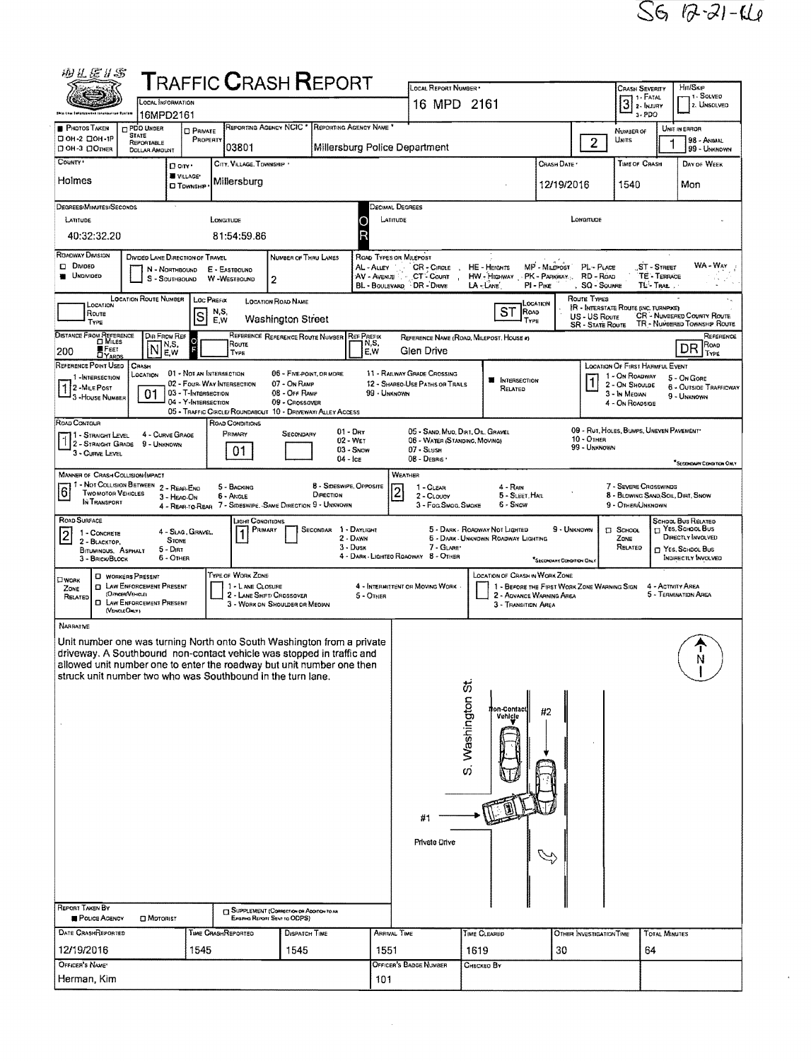SG 12-21-16

# Traffic Crash Report

| Field | Value |
|---|---|
| Local Information | 16MPD2161 |
| Local Report Number | 16 MPD 2161 |
| Crash Severity | 3 (1 - Fatal, 2 - Injury, 3 - PDO) |
| Hit/Skip | 1 - Solved, 2 - Unsolved |
| Reporting Agency NCIC | 03801 |
| Reporting Agency Name | Millersburg Police Department |
| Number of Units | 2 |
| Unit in Error | 1 (98 - Animal, 99 - Unknown) |
| County | Holmes |
| City, Village, Township | Village: Millersburg |
| Crash Date | 12/19/2016 |
| Time of Crash | 1540 |
| Day of Week | Mon |
| Latitude (Degrees/Minutes/Seconds) | 40:32:32.20 |
| Longitude (Degrees/Minutes/Seconds) | 81:54:59.86 |

## Location

| Field | Value |
|---|---|
| Roadway Division | Undivided |
| Number of Thru Lanes | 2 |
| Loc Prefix | S |
| Location Road Name | Washington Street |
| Location Road Type | ST |
| Distance From Reference | 200 Feet |
| Dir From Ref | N |
| Reference Name (Road, Milepost, House #) | Glen Drive |
| Reference Road Type | DR |
| Reference Point Used | 1 - Intersection |
| Crash Location | 01 - Not an Intersection |
| Location of First Harmful Event | 1 - On Roadway |
| Road Contour | 1 - Straight Level |
| Road Conditions (Primary) | 01 - Dry |
| Manner of Crash Collision/Impact | 6 - Angle |
| Weather | 2 - Cloudy |
| Road Surface | 2 - Blacktop, Bituminous, Asphalt |
| Light Conditions (Primary) | 1 - Daylight |

## Narrative

Unit number one was turning North onto South Washington from a private driveway. A Southbound non-contact vehicle was stopped in traffic and allowed unit number one to enter the roadway but unit number one then struck unit number two who was Southbound in the turn lane.

Diagram labels: S. Washington St., Non-Contact Vehicle, #2, #1, Private Drive, N

## Report Details

| Field | Value |
|---|---|
| Report Taken By | Police Agency |
| Date Crash Reported | 12/19/2016 |
| Time Crash Reported | 1545 |
| Dispatch Time | 1545 |
| Arrival Time | 1551 |
| Time Cleared | 1619 |
| Other Investigation Time | 30 |
| Total Minutes | 64 |
| Officer's Name | Herman, Kim |
| Officer's Badge Number | 101 |
| Checked By | |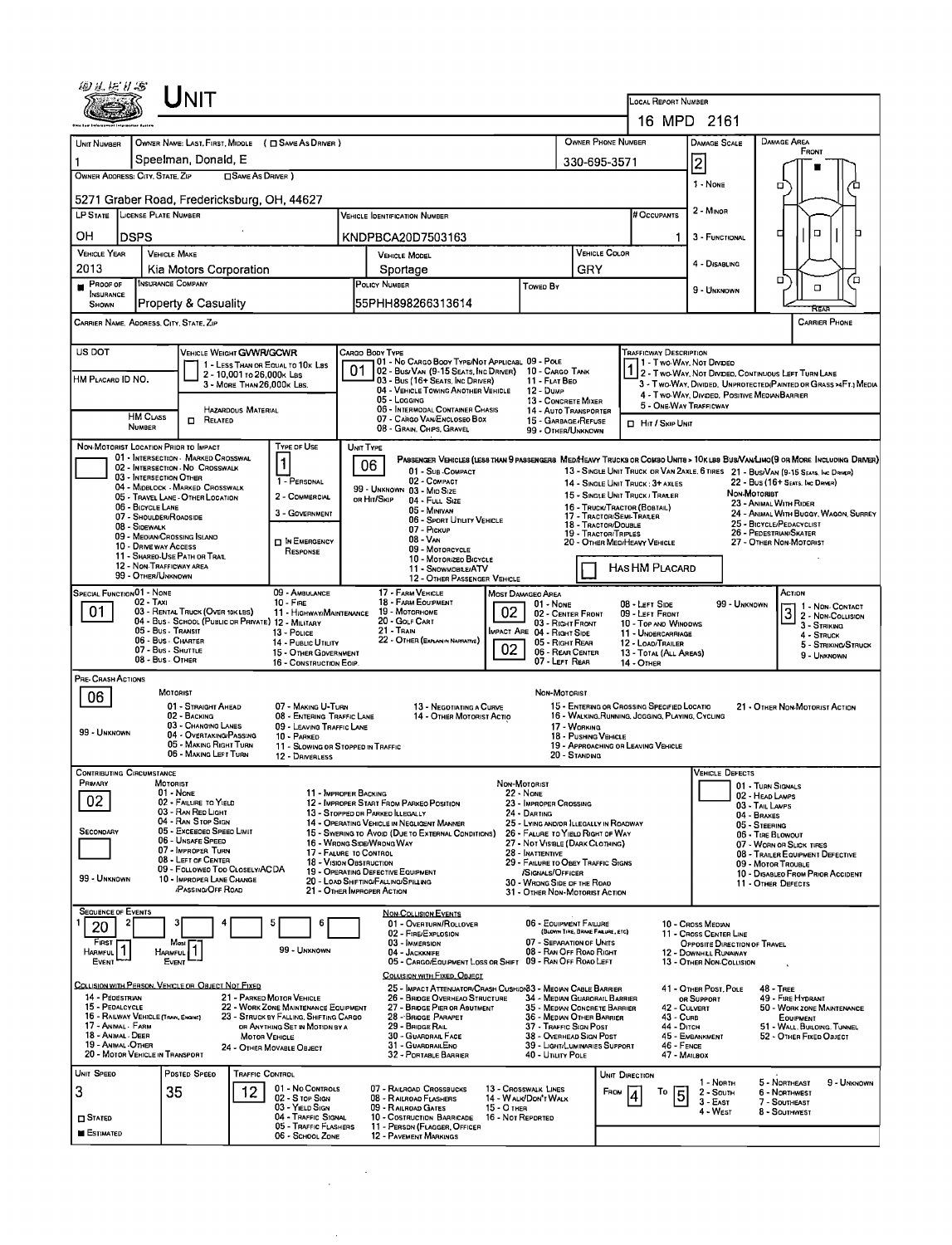# Unit

**Local Report Number:** 16 MPD 2161

| Unit Number | Owner Name: Last, First, Middle (☐ Same As Driver) | Owner Phone Number | Damage Scale | Damage Area |
|---|---|---|---|---|
| 1 | Speelman, Donald, E | 330-695-3571 | 2 | Front |

**Owner Address: City, State, Zip** (☐ Same As Driver): 5271 Graber Road, Fredericksburg, OH, 44627

Damage Scale: 1 - None; 2 - Minor; 3 - Functional; 4 - Disabling; 9 - Unknown

| LP State | License Plate Number | Vehicle Identification Number | # Occupants |
|---|---|---|---|
| OH | DSPS | KNDPBCA20D7503163 | 1 |

| Vehicle Year | Vehicle Make | Vehicle Model | Vehicle Color |
|---|---|---|---|
| 2013 | Kia Motors Corporation | Sportage | GRY |

| Proof of Insurance Shown | Insurance Company | Policy Number | Towed By |
|---|---|---|---|
| ■ | Property & Casualty | 55PHH898266313614 | |

Carrier Name, Address, City, State, Zip: | Carrier Phone:

US DOT:

HM Placard ID No.:

HM Class Number: | ☐ Hazardous Material Related

**Vehicle Weight GVWR/GCWR:** 1 - Less Than or Equal to 10k Lbs; 2 - 10,001 to 26,000k Lbs; 3 - More Than 26,000k Lbs.

**Cargo Body Type:** 01
01 - No Cargo Body Type/Not Applicable; 02 - Bus/Van (9-15 Seats, Inc Driver); 03 - Bus (16+ Seats, Inc Driver); 04 - Vehicle Towing Another Vehicle; 05 - Logging; 06 - Intermodal Container Chassis; 07 - Cargo Van/Enclosed Box; 08 - Grain, Chips, Gravel; 09 - Pole; 10 - Cargo Tank; 11 - Flat Bed; 12 - Dump; 13 - Concrete Mixer; 14 - Auto Transporter; 15 - Garbage/Refuse; 99 - Other/Unknown

**Trafficway Description:** 1
1 - Two-Way, Not Divided; 2 - Two-Way, Not Divided, Continuous Left Turn Lane; 3 - Two-Way, Divided, Unprotected (Painted or Grass >4Ft.) Media; 4 - Two-Way, Divided, Positive Median Barrier; 5 - One-Way Trafficway

☐ Hit / Skip Unit

**Non-Motorist Location Prior to Impact:**
01 - Intersection - Marked Crosswalk; 02 - Intersection - No Crosswalk; 03 - Intersection Other; 04 - Midblock - Marked Crosswalk; 05 - Travel Lane - Other Location; 06 - Bicycle Lane; 07 - Shoulder/Roadside; 08 - Sidewalk; 09 - Median/Crossing Island; 10 - Drive way Access; 11 - Shared-Use Path or Trail; 12 - Non-Trafficway Area; 99 - Other/Unknown

**Type of Use:** 1
1 - Personal; 2 - Commercial; 3 - Government; ☐ In Emergency Response

**Unit Type:** 06
Passenger Vehicles (less than 9 passengers): 01 - Sub-Compact; 02 - Compact; 99 - Unknown 03 - Mid Size or Hit/Skip; 04 - Full Size; 05 - Minivan; 06 - Sport Utility Vehicle; 07 - Pickup; 08 - Van; 09 - Motorcycle; 10 - Motorized Bicycle; 11 - Snowmobile/ATV; 12 - Other Passenger Vehicle
Med/Heavy Trucks or Combo Units > 10k lbs Bus/Van/Limo (9 or More Including Driver): 13 - Single Unit Truck or Van 2axle, 6 tires; 14 - Single Unit Truck: 3+ Axles; 15 - Single Unit Truck / Trailer; 16 - Truck/Tractor (Bobtail); 17 - Tractor/Semi-Trailer; 18 - Tractor/Double; 19 - Tractor/Triples; 20 - Other Med/Heavy Vehicle; 21 - Bus/Van (9-15 Seats, Inc Driver); 22 - Bus (16+ Seats, Inc Driver)
Non-Motorist: 23 - Animal With Rider; 24 - Animal With Buggy, Wagon, Surrey; 25 - Bicycle/Pedacyclist; 26 - Pedestrian/Skater; 27 - Other Non-Motorist

☐ Has HM Placard

**Special Function:** 01
01 - None; 02 - Taxi; 03 - Rental Truck (Over 10k lbs); 04 - Bus - School (Public or Private); 05 - Bus - Transit; 06 - Bus - Charter; 07 - Bus - Shuttle; 08 - Bus - Other; 09 - Ambulance; 10 - Fire; 11 - Highway/Maintenance; 12 - Military; 13 - Police; 14 - Public Utility; 15 - Other Government; 16 - Construction Eqip.; 17 - Farm Vehicle; 18 - Farm Equipment; 19 - Motorhome; 20 - Golf Cart; 21 - Train; 22 - Other (Explain in Narrative)

**Most Damaged Area:** 02
**Impact Are:** 02
01 - None; 02 - Center Front; 03 - Right Front; 04 - Right Side; 05 - Right Rear; 06 - Rear Center; 07 - Left Rear; 08 - Left Side; 09 - Left Front; 10 - Top and Windows; 11 - Undercarriage; 12 - Load/Trailer; 13 - Total (All Areas); 14 - Other; 99 - Unknown

**Action:** 3
1 - Non-Contact; 2 - Non-Collision; 3 - Striking; 4 - Struck; 5 - Striking/Struck; 9 - Unknown

**Pre-Crash Actions:** 06
Motorist: 01 - Straight Ahead; 02 - Backing; 03 - Changing Lanes; 04 - Overtaking/Passing; 05 - Making Right Turn; 06 - Making Left Turn; 07 - Making U-Turn; 08 - Entering Traffic Lane; 09 - Leaving Traffic Lane; 10 - Parked; 11 - Slowing or Stopped in Traffic; 12 - Driverless; 13 - Negotiating a Curve; 14 - Other Motorist Actio; 99 - Unknown
Non-Motorist: 15 - Entering or Crossing Specified Locatio; 16 - Walking, Running, Jogging, Playing, Cycling; 17 - Working; 18 - Pushing Vehicle; 19 - Approaching or Leaving Vehicle; 20 - Standing; 21 - Other Non-Motorist Action

**Contributing Circumstance**
Primary: 02
Secondary:
Motorist: 01 - None; 02 - Failure to Yield; 03 - Ran Red Light; 04 - Ran Stop Sign; 05 - Exceeded Speed Limit; 06 - Unsafe Speed; 07 - Improper Turn; 08 - Left of Center; 09 - Followed Too Closely/ACDA; 10 - Improper Lane Change /Passing/Off Road; 11 - Improper Backing; 12 - Improper Start From Parked Position; 13 - Stopped or Parked Illegally; 14 - Operating Vehicle in Negligent Manner; 15 - Swering to Avoid (Due to External Conditions); 16 - Wrong Side/Wrong Way; 17 - Falure to Control; 18 - Vision Obstruction; 19 - Operating Defective Equipment; 20 - Load Shifting/Falling/Spilling; 21 - Other Improper Action; 99 - Unknown
Non-Motorist: 22 - None; 23 - Improper Crossing; 24 - Darting; 25 - Lying and/or Illegally in Roadway; 26 - Falure to Yield Right of Way; 27 - Not Visible (Dark Clothing); 28 - Inattentive; 29 - Failure to Obey Traffic Signs /Signals/Officer; 30 - Wrong Side of the Road; 31 - Other Non-Motorist Action

**Vehicle Defects:** 01 - Turn Signals; 02 - Head Lamps; 03 - Tail Lamps; 04 - Brakes; 05 - Steering; 06 - Tire Blowout; 07 - Worn or Slick Tires; 08 - Trailer Equipment Defective; 09 - Motor Trouble; 10 - Disabled From Prior Accident; 11 - Other Defects

**Sequence of Events:** 1: 20 | 2: | 3: | 4: | 5: | 6:
First Harmful Event: 1 | Most Harmful Event: 1 | 99 - Unknown

Non-Collision Events: 01 - Overturn/Rollover; 02 - Fire/Explosion; 03 - Immersion; 04 - Jackknife; 05 - Cargo/Equipment Loss or Shift; 06 - Equipment Failure (Blown Tire, Brake Failure, etc); 07 - Separation of Units; 08 - Ran Off Road Right; 09 - Ran Off Road Left; 10 - Cross Median; 11 - Cross Center Line Opposite Direction of Travel; 12 - Downhill Runaway; 13 - Other Non-Collision

Collision with Person, Vehicle or Object Not Fixed: 14 - Pedestrian; 15 - Pedalcycle; 16 - Railway Vehicle (Train, Engine); 17 - Animal - Farm; 18 - Animal - Deer; 19 - Animal - Other; 20 - Motor Vehicle in Transport; 21 - Parked Motor Vehicle; 22 - Work Zone Maintenance Equipment; 23 - Struck by Falling, Shifting Cargo or Anything Set in Motion by a Motor Vehicle; 24 - Other Movable Object

Collision with Fixed, Object: 25 - Impact Attenuator/Crash Cushion; 26 - Bridge Overhead Structure; 27 - Bridge Pier or Abutment; 28 - Bridge Parapet; 29 - Bridge Rail; 30 - Guardrail Face; 31 - Guardrail End; 32 - Portable Barrier; 33 - Median Cable Barrier; 34 - Median Guardrail Barrier; 35 - Median Concrete Barrier; 36 - Median Other Barrier; 37 - Traffic Sign Post; 38 - Overhead Sign Post; 39 - Light/Luminaries Support; 40 - Utility Pole; 41 - Other Post, Pole or Support; 42 - Culvert; 43 - Curb; 44 - Ditch; 45 - Embankment; 46 - Fence; 47 - Mailbox; 48 - Tree; 49 - Fire Hydrant; 50 - Work Zone Maintenance Equipment; 51 - Wall, Building, Tunnel; 52 - Other Fixed Object

| Unit Speed | Posted Speed | Traffic Control | Unit Direction |
|---|---|---|---|
| 3 | 35 | 12 | From 4 To 5 |

☐ Stated ■ Estimated

Traffic Control: 01 - No Controls; 02 - Stop Sign; 03 - Yield Sign; 04 - Traffic Signal; 05 - Traffic Flashers; 06 - School Zone; 07 - Railroad Crossbucks; 08 - Railroad Flashers; 09 - Railroad Gates; 10 - Costruction Barricade; 11 - Person (Flagger, Officer; 12 - Pavement Markings; 13 - Crosswalk Lines; 14 - Walk/Don't Walk; 15 - Other; 16 - Not Reported

Unit Direction: 1 - North; 2 - South; 3 - East; 4 - West; 5 - Northeast; 6 - Northwest; 7 - Southeast; 8 - Southwest; 9 - Unknown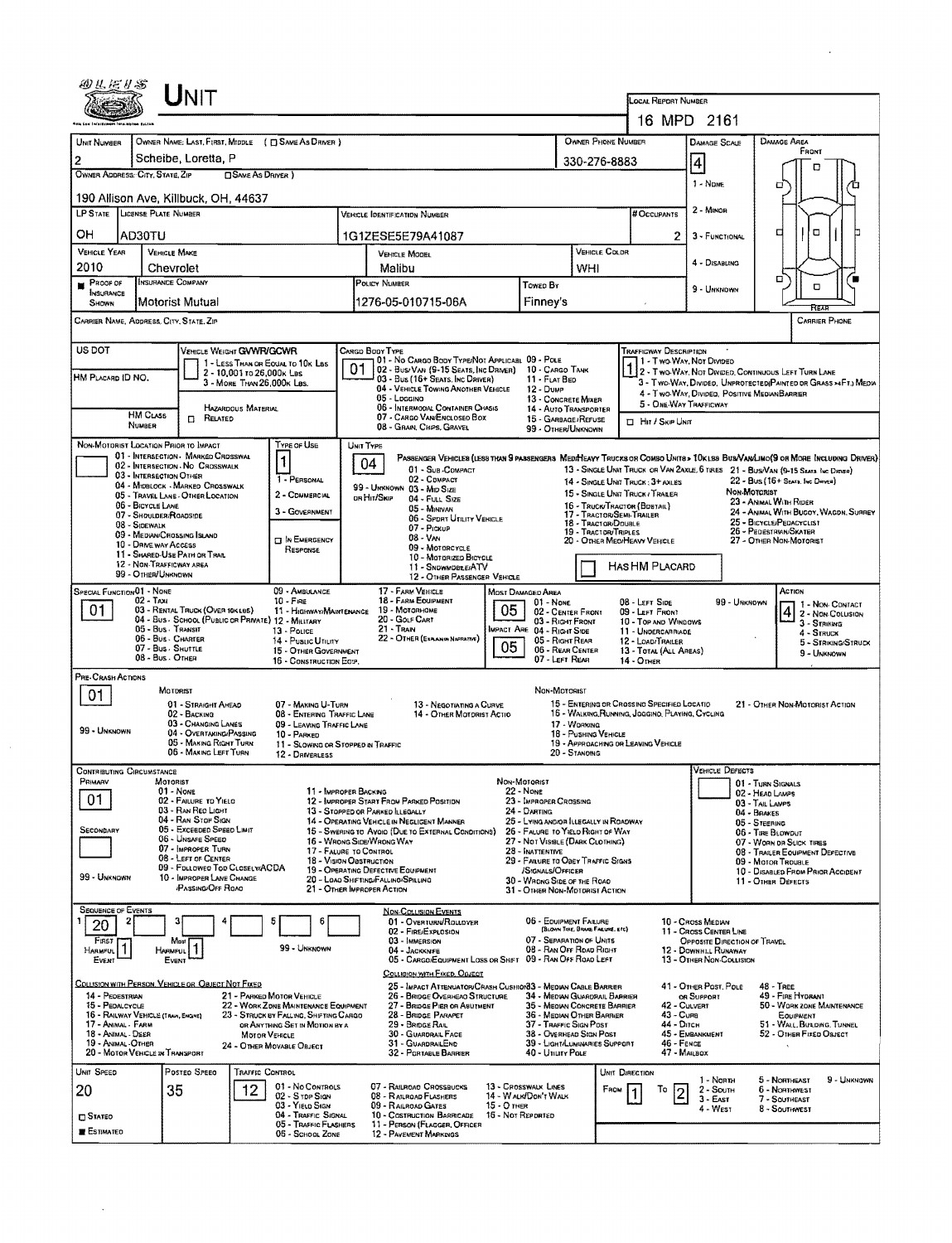# UNIT

**LOCAL REPORT NUMBER:** 16 MPD 2161

| UNIT NUMBER | OWNER NAME: LAST, FIRST, MIDDLE ( ☐ SAME AS DRIVER ) | OWNER PHONE NUMBER | DAMAGE SCALE | DAMAGE AREA |
|---|---|---|---|---|
| 2 | Scheibe, Loretta, P | 330-276-8883 | 4 | FRONT |

**OWNER ADDRESS: CITY, STATE, ZIP** ( ☐ SAME AS DRIVER ): 190 Allison Ave, Killbuck, OH, 44637

Damage Scale: 1 - NONE, 2 - MINOR, 3 - FUNCTIONAL, 4 - DISABLING, 9 - UNKNOWN

| LP STATE | LICENSE PLATE NUMBER | VEHICLE IDENTIFICATION NUMBER | # OCCUPANTS |
|---|---|---|---|
| OH | AD30TU | 1G1ZESE5E79A41087 | 2 |

| VEHICLE YEAR | VEHICLE MAKE | VEHICLE MODEL | VEHICLE COLOR |
|---|---|---|---|
| 2010 | Chevrolet | Malibu | WHI |

| PROOF OF INSURANCE SHOWN | INSURANCE COMPANY | POLICY NUMBER | TOWED BY |
|---|---|---|---|
| ■ | Motorist Mutual | 1276-05-010715-06A | Finney's |

**CARRIER NAME, ADDRESS, CITY, STATE, ZIP** | **CARRIER PHONE**

**US DOT** | **HM PLACARD ID NO.** | **HM CLASS NUMBER** | ☐ HAZARDOUS MATERIAL RELATED

**VEHICLE WEIGHT GVWR/GCWR:** 1 - LESS THAN OR EQUAL TO 10K LBS; 2 - 10,001 TO 26,000K LBS; 3 - MORE THAN 26,000K LBS.

**CARGO BODY TYPE:** 01
01 - NO CARGO BODY TYPE/NOT APPLICABLE; 02 - BUS/VAN (9-15 SEATS, INC DRIVER); 03 - BUS (16+ SEATS, INC DRIVER); 04 - VEHICLE TOWING ANOTHER VEHICLE; 05 - LOGGING; 06 - INTERMODAL CONTAINER CHASIS; 07 - CARGO VAN/ENCLOSED BOX; 08 - GRAIN, CHIPS, GRAVEL; 09 - POLE; 10 - CARGO TANK; 11 - FLAT BED; 12 - DUMP; 13 - CONCRETE MIXER; 14 - AUTO TRANSPORTER; 15 - GARBAGE/REFUSE; 99 - OTHER/UNKNOWN

**TRAFFICWAY DESCRIPTION:** 1
1 - TWO-WAY, NOT DIVIDED; 2 - TWO-WAY, NOT DIVIDED, CONTINUOUS LEFT TURN LANE; 3 - TWO-WAY, DIVIDED, UNPROTECTED (PAINTED OR GRASS >4FT.) MEDIA; 4 - TWO-WAY, DIVIDED, POSITIVE MEDIAN BARRIER; 5 - ONE-WAY TRAFFICWAY
☐ HIT / SKIP UNIT

**NON-MOTORIST LOCATION PRIOR TO IMPACT:** 01 - INTERSECTION - MARKED CROSSWALK; 02 - INTERSECTION - NO CROSSWALK; 03 - INTERSECTION OTHER; 04 - MIDBLOCK - MARKED CROSSWALK; 05 - TRAVEL LANE - OTHER LOCATION; 06 - BICYCLE LANE; 07 - SHOULDER/ROADSIDE; 08 - SIDEWALK; 09 - MEDIAN/CROSSING ISLAND; 10 - DRIVE WAY ACCESS; 11 - SHARED-USE PATH OR TRAIL; 12 - NON-TRAFFICWAY AREA; 99 - OTHER/UNKNOWN

**TYPE OF USE:** 1
1 - PERSONAL; 2 - COMMERCIAL; 3 - GOVERNMENT; ☐ IN EMERGENCY RESPONSE

**UNIT TYPE:** 04
PASSENGER VEHICLES (LESS THAN 9 PASSENGERS MED/HEAVY TRUCKS OR COMBO UNITS > 10K LBS BUS/VAN/LIMO (9 OR MORE INCLUDING DRIVER)
01 - SUB-COMPACT; 02 - COMPACT; 99 - UNKNOWN 03 - MID SIZE OR HIT/SKIP; 04 - FULL SIZE; 05 - MINIVAN; 06 - SPORT UTILITY VEHICLE; 07 - PICKUP; 08 - VAN; 09 - MOTORCYCLE; 10 - MOTORIZED BICYCLE; 11 - SNOWMOBILE/ATV; 12 - OTHER PASSENGER VEHICLE
13 - SINGLE UNIT TRUCK OR VAN 2AXLE, 6 TIRES; 14 - SINGLE UNIT TRUCK: 3+ AXLES; 15 - SINGLE UNIT TRUCK / TRAILER; 16 - TRUCK/TRACTOR (BOBTAIL); 17 - TRACTOR/SEMI-TRAILER; 18 - TRACTOR/DOUBLE; 19 - TRACTOR/TRIPLES; 20 - OTHER MED/HEAVY VEHICLE
21 - BUS/VAN (9-15 SEATS, INC DRIVER); 22 - BUS (16+ SEATS, INC DRIVER)
NON-MOTORIST: 23 - ANIMAL WITH RIDER; 24 - ANIMAL WITH BUGGY, WAGON, SURREY; 25 - BICYCLE/PEDACYCLIST; 26 - PEDESTRIAN/SKATER; 27 - OTHER NON-MOTORIST
☐ HAS HM PLACARD

**SPECIAL FUNCTION:** 01
01 - NONE; 02 - TAXI; 03 - RENTAL TRUCK (OVER 10K LBS); 04 - BUS - SCHOOL (PUBLIC OR PRIVATE); 05 - BUS - TRANSIT; 06 - BUS - CHARTER; 07 - BUS - SHUTTLE; 08 - BUS - OTHER; 09 - AMBULANCE; 10 - FIRE; 11 - HIGHWAY/MAINTENANCE; 12 - MILITARY; 13 - POLICE; 14 - PUBLIC UTILITY; 15 - OTHER GOVERNMENT; 16 - CONSTRUCTION EQIP.; 17 - FARM VEHICLE; 18 - FARM EQUIPMENT; 19 - MOTORHOME; 20 - GOLF CART; 21 - TRAIN; 22 - OTHER (EXPLAIN IN NARRATIVE)

**MOST DAMAGED AREA:** 05 | **IMPACT AREA:** 05
01 - NONE; 02 - CENTER FRONT; 03 - RIGHT FRONT; 04 - RIGHT SIDE; 05 - RIGHT REAR; 06 - REAR CENTER; 07 - LEFT REAR; 08 - LEFT SIDE; 09 - LEFT FRONT; 10 - TOP AND WINDOWS; 11 - UNDERCARRIAGE; 12 - LOAD/TRAILER; 13 - TOTAL (ALL AREAS); 14 - OTHER; 99 - UNKNOWN

**ACTION:** 4
1 - NON-CONTACT; 2 - NON-COLLISION; 3 - STRIKING; 4 - STRUCK; 5 - STRIKING/STRUCK; 9 - UNKNOWN

**PRE-CRASH ACTIONS:** 01
MOTORIST: 01 - STRAIGHT AHEAD; 02 - BACKING; 03 - CHANGING LANES; 04 - OVERTAKING/PASSING; 05 - MAKING RIGHT TURN; 06 - MAKING LEFT TURN; 07 - MAKING U-TURN; 08 - ENTERING TRAFFIC LANE; 09 - LEAVING TRAFFIC LANE; 10 - PARKED; 11 - SLOWING OR STOPPED IN TRAFFIC; 12 - DRIVERLESS; 13 - NEGOTIATING A CURVE; 14 - OTHER MOTORIST ACTIO; 99 - UNKNOWN
NON-MOTORIST: 15 - ENTERING OR CROSSING SPECIFIED LOCATIO; 16 - WALKING, RUNNING, JOGGING, PLAYING, CYCLING; 17 - WORKING; 18 - PUSHING VEHICLE; 19 - APPROACHING OR LEAVING VEHICLE; 20 - STANDING; 21 - OTHER NON-MOTORIST ACTION

**CONTRIBUTING CIRCUMSTANCE:** PRIMARY: 01 | SECONDARY: (blank)
MOTORIST: 01 - NONE; 02 - FAILURE TO YIELD; 03 - RAN RED LIGHT; 04 - RAN STOP SIGN; 05 - EXCEEDED SPEED LIMIT; 06 - UNSAFE SPEED; 07 - IMPROPER TURN; 08 - LEFT OF CENTER; 09 - FOLLOWED TOO CLOSELY/ACDA; 10 - IMPROPER LANE CHANGE /PASSING/OFF ROAD; 11 - IMPROPER BACKING; 12 - IMPROPER START FROM PARKED POSITION; 13 - STOPPED OR PARKED ILLEGALLY; 14 - OPERATING VEHICLE IN NEGLIGENT MANNER; 15 - SWERING TO AVOID (DUE TO EXTERNAL CONDITIONS); 16 - WRONG SIDE/WRONG WAY; 17 - FAILURE TO CONTROL; 18 - VISION OBSTRUCTION; 19 - OPERATING DEFECTIVE EQUIPMENT; 20 - LOAD SHIFTING/FALLING/SPILLING; 21 - OTHER IMPROPER ACTION; 99 - UNKNOWN
NON-MOTORIST: 22 - NONE; 23 - IMPROPER CROSSING; 24 - DARTING; 25 - LYING AND/OR ILLEGALLY IN ROADWAY; 26 - FALURE TO YIELD RIGHT OF WAY; 27 - NOT VISIBLE (DARK CLOTHING); 28 - INATTENTIVE; 29 - FAILURE TO OBEY TRAFFIC SIGNS /SIGNALS/OFFICER; 30 - WRONG SIDE OF THE ROAD; 31 - OTHER NON-MOTORIST ACTION
VEHICLE DEFECTS: 01 - TURN SIGNALS; 02 - HEAD LAMPS; 03 - TAIL LAMPS; 04 - BRAKES; 05 - STEERING; 06 - TIRE BLOWOUT; 07 - WORN OR SLICK TIRES; 08 - TRAILER EQUIPMENT DEFECTIVE; 09 - MOTOR TROUBLE; 10 - DISABLED FROM PRIOR ACCIDENT; 11 - OTHER DEFECTS

**SEQUENCE OF EVENTS:** 1: 20 | 2: (blank) | 3: (blank) | 4: (blank) | 5: (blank) | 6: (blank)
FIRST HARMFUL EVENT: 1 | MOST HARMFUL EVENT: 1 | 99 - UNKNOWN

NON-COLLISION EVENTS: 01 - OVERTURN/ROLLOVER; 02 - FIRE/EXPLOSION; 03 - IMMERSION; 04 - JACKKNIFE; 05 - CARGO/EQUIPMENT LOSS OR SHIFT; 06 - EQUIPMENT FAILURE (BLOWN TIRE, BRAKE FAILURE, ETC); 07 - SEPARATION OF UNITS; 08 - RAN OFF ROAD RIGHT; 09 - RAN OFF ROAD LEFT; 10 - CROSS MEDIAN; 11 - CROSS CENTER LINE OPPOSITE DIRECTION OF TRAVEL; 12 - DOWNHILL RUNAWAY; 13 - OTHER NON-COLLISION

COLLISION WITH PERSON, VEHICLE OR OBJECT NOT FIXED: 14 - PEDESTRIAN; 15 - PEDALCYCLE; 16 - RAILWAY VEHICLE (TRAIN, ENGINE); 17 - ANIMAL - FARM; 18 - ANIMAL - DEER; 19 - ANIMAL - OTHER; 20 - MOTOR VEHICLE IN TRANSPORT; 21 - PARKED MOTOR VEHICLE; 22 - WORK ZONE MAINTENANCE EQUIPMENT; 23 - STRUCK BY FALLING, SHIFTING CARGO OR ANYTHING SET IN MOTION BY A MOTOR VEHICLE; 24 - OTHER MOVABLE OBJECT

COLLISION WITH FIXED, OBJECT: 25 - IMPACT ATTENUATOR/CRASH CUSHION; 26 - BRIDGE OVERHEAD STRUCTURE; 27 - BRIDGE PIER OR ABUTMENT; 28 - BRIDGE PARAPET; 29 - BRIDGE RAIL; 30 - GUARDRAIL FACE; 31 - GUARDRAILEND; 32 - PORTABLE BARRIER; 33 - MEDIAN CABLE BARRIER; 34 - MEDIAN GUARDRAIL BARRIER; 35 - MEDIAN CONCRETE BARRIER; 36 - MEDIAN OTHER BARRIER; 37 - TRAFFIC SIGN POST; 38 - OVERHEAD SIGN POST; 39 - LIGHT/LUMINARIES SUPPORT; 40 - UTILITY POLE; 41 - OTHER POST, POLE OR SUPPORT; 42 - CULVERT; 43 - CURB; 44 - DITCH; 45 - EMBANKMENT; 46 - FENCE; 47 - MAILBOX; 48 - TREE; 49 - FIRE HYDRANT; 50 - WORK ZONE MAINTENANCE EQUIPMENT; 51 - WALL, BUILDING, TUNNEL; 52 - OTHER FIXED OBJECT

| UNIT SPEED | POSTED SPEED | TRAFFIC CONTROL | UNIT DIRECTION |
|---|---|---|---|
| 20 | 35 | 12 | FROM 1 TO 2 |

■ ESTIMATED ☐ STATED

TRAFFIC CONTROL: 01 - NO CONTROLS; 02 - STOP SIGN; 03 - YIELD SIGN; 04 - TRAFFIC SIGNAL; 05 - TRAFFIC FLASHERS; 06 - SCHOOL ZONE; 07 - RAILROAD CROSSBUCKS; 08 - RAILROAD FLASHERS; 09 - RAILROAD GATES; 10 - COSTRUCTION BARRICADE; 11 - PERSON (FLAGGER, OFFICER); 12 - PAVEMENT MARKINGS; 13 - CROSSWALK LINES; 14 - WALK/DON'T WALK; 15 - OTHER; 16 - NOT REPORTED

UNIT DIRECTION: 1 - NORTH; 2 - SOUTH; 3 - EAST; 4 - WEST; 5 - NORTHEAST; 6 - NORTHWEST; 7 - SOUTHEAST; 8 - SOUTHWEST; 9 - UNKNOWN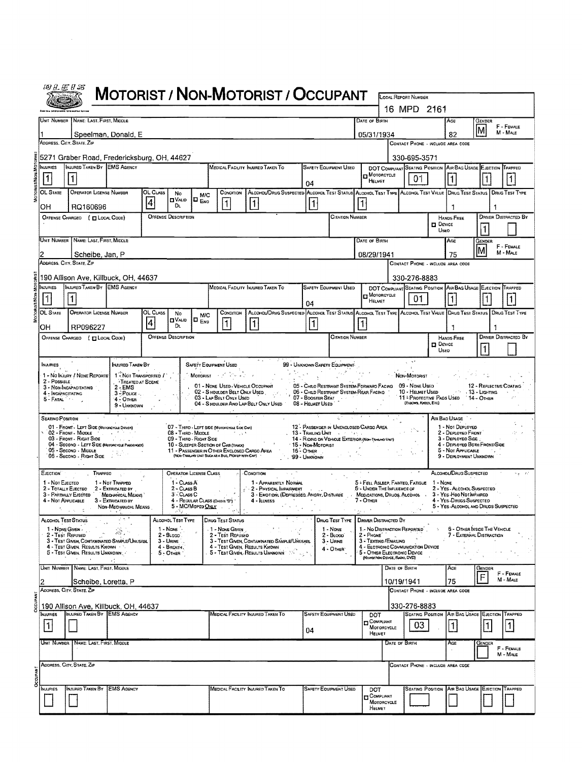# MOTORIST / NON-MOTORIST / OCCUPANT

| LOCAL REPORT NUMBER |
|---|
| 16 MPD 2161 |

## MOTORIST/NON-MOTORIST

| UNIT NUMBER | NAME: LAST, FIRST, MIDDLE | DATE OF BIRTH | AGE | GENDER |
|---|---|---|---|---|
| 1 | Speelman, Donald, E | 05/31/1934 | 82 | M |

| ADDRESS, CITY, STATE, ZIP | CONTACT PHONE - INCLUDE AREA CODE |
|---|---|
| 5271 Graber Road, Fredericksburg, OH, 44627 | 330-695-3571 |

| INJURIES | INJURED TAKEN BY | EMS AGENCY | MEDICAL FACILITY INJURED TAKEN TO | SAFETY EQUIPMENT USED | DOT COMPLIANT MOTORCYCLE HELMET | SEATING POSITION | AIR BAG USAGE | EJECTION | TRAPPED |
|---|---|---|---|---|---|---|---|---|---|
| 1 | 1 | | | 04 | | 01 | 1 | 1 | 1 |

| OL STATE | OPERATOR LICENSE NUMBER | OL CLASS | NO VALID DL | M/C END | CONDITION | ALCOHOL/DRUG SUSPECTED | ALCOHOL TEST STATUS | ALCOHOL TEST TYPE | ALCOHOL TEST VALUE | DRUG TEST STATUS | DRUG TEST TYPE |
|---|---|---|---|---|---|---|---|---|---|---|---|
| OH | RQ160696 | 4 | | | 1 | 1 | 1 | 1 | | 1 | 1 |

| OFFENSE CHARGED ( LOCAL CODE) | OFFENSE DESCRIPTION | CITATION NUMBER | HANDS-FREE DEVICE USED | DRIVER DISTRACTED BY |
|---|---|---|---|---|
| | | | | 1 |

| UNIT NUMBER | NAME: LAST, FIRST, MIDDLE | DATE OF BIRTH | AGE | GENDER |
|---|---|---|---|---|
| 2 | Scheibe, Jan, P | 08/29/1941 | 75 | M |

| ADDRESS, CITY, STATE, ZIP | CONTACT PHONE - INCLUDE AREA CODE |
|---|---|
| 190 Allison Ave, Killbuck, OH, 44637 | 330-276-8883 |

| INJURIES | INJURED TAKEN BY | EMS AGENCY | MEDICAL FACILITY INJURED TAKEN TO | SAFETY EQUIPMENT USED | DOT COMPLIANT MOTORCYCLE HELMET | SEATING POSITION | AIR BAG USAGE | EJECTION | TRAPPED |
|---|---|---|---|---|---|---|---|---|---|
| 1 | 1 | | | 04 | | 01 | 1 | 1 | 1 |

| OL STATE | OPERATOR LICENSE NUMBER | OL CLASS | NO VALID DL | M/C END | CONDITION | ALCOHOL/DRUG SUSPECTED | ALCOHOL TEST STATUS | ALCOHOL TEST TYPE | ALCOHOL TEST VALUE | DRUG TEST STATUS | DRUG TEST TYPE |
|---|---|---|---|---|---|---|---|---|---|---|---|
| OH | RP096227 | 4 | | | 1 | 1 | 1 | 1 | | 1 | 1 |

| OFFENSE CHARGED ( LOCAL CODE) | OFFENSE DESCRIPTION | CITATION NUMBER | HANDS-FREE DEVICE USED | DRIVER DISTRACTED BY |
|---|---|---|---|---|
| | | | | 1 |

**INJURIES:** 1 - No Injury / None Reported; 2 - Possible; 3 - Non-Incapacitating; 4 - Incapacitating; 5 - Fatal

**INJURED TAKEN BY:** 1 - Not Transported / Treated at Scene; 2 - EMS; 3 - Police; 4 - Other; 9 - Unknown

**SAFETY EQUIPMENT USED:** 99 - Unknown Safety Equipment
- Motorist: 01 - None Used - Vehicle Occupant; 02 - Shoulder Belt Only Used; 03 - Lap Belt Only Used; 04 - Shoulder And Lap Belt Only Used; 05 - Child Restraint System-Forward Facing; 06 - Child Restraint System-Rear Facing; 07 - Booster Seat; 08 - Helmet Used
- Non-Motorist: 09 - None Used; 10 - Helmet Used; 11 - Protective Pads Used (Elbows, Knees, Etc); 12 - Reflective Coating; 13 - Lighting; 14 - Other

**SEATING POSITION:** 01 - Front - Left Side (Motorcycle Driver); 02 - Front - Middle; 03 - Front - Right Side; 04 - Second - Left Side (Motorcycle Passenger); 05 - Second - Middle; 06 - Second - Right Side; 07 - Third - Left Side (Motorcycle Side Car); 08 - Third - Middle; 09 - Third - Right Side; 10 - Sleeper Section of Cab (Truck); 11 - Passenger in Other Enclosed Cargo Area (Non-Trailing Unit Such as a Bus, Pick-up with Cap); 12 - Passenger in Unenclosed Cargo Area; 13 - Trailing Unit; 14 - Riding on Vehicle Exterior (Non-Trailing Unit); 15 - Non-Motorist; 16 - Other; 99 - Unknown

**AIR BAG USAGE:** 1 - Not Deployed; 2 - Deployed Front; 3 - Deployed Side; 4 - Deployed Both Front/Side; 5 - Not Applicable; 9 - Deployment Unknown

**EJECTION:** 1 - Not Ejected; 2 - Totally Ejected; 3 - Partially Ejected; 4 - Not Applicable

**TRAPPED:** 1 - Not Trapped; 2 - Extricated by Mechanical Means; 3 - Extricated by Non-Mechanical Means

**OPERATOR LICENSE CLASS:** 1 - Class A; 2 - Class B; 3 - Class C; 4 - Regular Class (Ohio is "D"); 5 - M/C Moped Only

**CONDITION:** 1 - Apparently Normal; 2 - Physical Impairment; 3 - Emotional (Depressed, Angry, Disturbed); 4 - Illness; 5 - Fell Asleep, Fainted, Fatigue; 6 - Under The Influence of Medications, Drugs, Alcohol; 7 - Other

**ALCOHOL/DRUG SUSPECTED:** 1 - None; 2 - Yes - Alcohol Suspected; 3 - Yes - HBD Not Impaired; 4 - Yes - Drugs Suspected; 5 - Yes - Alcohol and Drugs Suspected

**ALCOHOL TEST STATUS:** 1 - None Given; 2 - Test Refused; 3 - Test Given, Contaminated Sample/Unusabl; 4 - Test Given, Results Known; 5 - Test Given, Results Unknown

**ALCOHOL TEST TYPE:** 1 - None; 2 - Blood; 3 - Urine; 4 - Breath; 5 - Other

**DRUG TEST STATUS:** 1 - None Given; 2 - Test Refused; 3 - Test Given, Contaminated Sample/Unusabl; 4 - Test Given, Results Known; 5 - Test Given, Results Unknown

**DRUG TEST TYPE:** 1 - None; 2 - Blood; 3 - Urine; 4 - Other

**DRIVER DISTRACTED BY:** 1 - No Distraction Reported; 2 - Phone; 3 - Texting / Emailing; 4 - Electronic Communication Device; 5 - Other Electronic Device (Navigation Device, Radio, DVD); 6 - Other Inside The Vehicle; 7 - External Distraction

## OCCUPANT

| UNIT NUMBER | NAME: LAST, FIRST, MIDDLE | DATE OF BIRTH | AGE | GENDER |
|---|---|---|---|---|
| 2 | Scheibe, Loretta, P | 10/19/1941 | 75 | F |

| ADDRESS, CITY, STATE, ZIP | CONTACT PHONE - INCLUDE AREA CODE |
|---|---|
| 190 Allison Ave, Killbuck, OH, 44637 | 330-276-8883 |

| INJURIES | INJURED TAKEN BY | EMS AGENCY | MEDICAL FACILITY INJURED TAKEN TO | SAFETY EQUIPMENT USED | DOT COMPLIANT MOTORCYCLE HELMET | SEATING POSITION | AIR BAG USAGE | EJECTION | TRAPPED |
|---|---|---|---|---|---|---|---|---|---|
| 1 | | | | 04 | | 03 | 1 | 1 | 1 |

| UNIT NUMBER | NAME: LAST, FIRST, MIDDLE | DATE OF BIRTH | AGE | GENDER |
|---|---|---|---|---|
| | | | | |

| ADDRESS, CITY, STATE, ZIP | CONTACT PHONE - INCLUDE AREA CODE |
|---|---|
| | |

| INJURIES | INJURED TAKEN BY | EMS AGENCY | MEDICAL FACILITY INJURED TAKEN TO | SAFETY EQUIPMENT USED | DOT COMPLIANT MOTORCYCLE HELMET | SEATING POSITION | AIR BAG USAGE | EJECTION | TRAPPED |
|---|---|---|---|---|---|---|---|---|---|
| | | | | | | | | | |